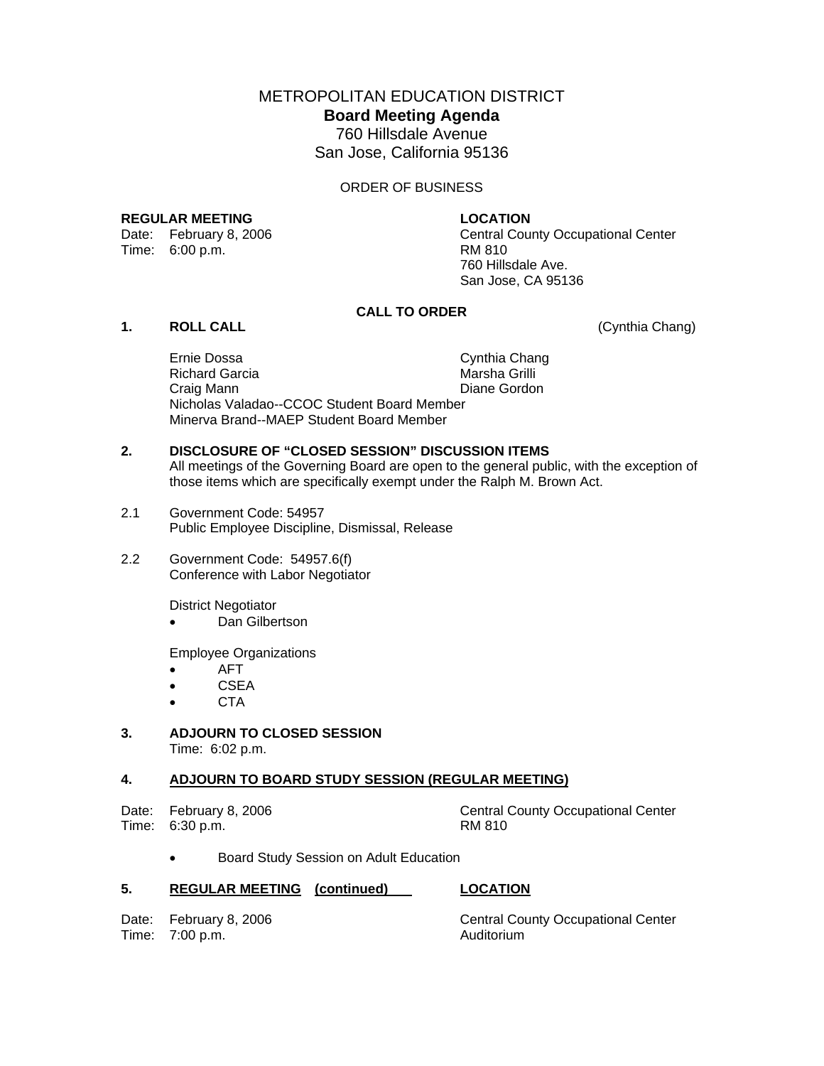# METROPOLITAN EDUCATION DISTRICT

## Board Meeting Agenda

760 Hillsdale Avenue
San Jose, California 95136

ORDER OF BUSINESS

| **REGULAR MEETING** | **LOCATION** |
|---|---|
| Date: February 8, 2006 | Central County Occupational Center |
| Time: 6:00 p.m. | RM 810 |
| | 760 Hillsdale Ave. |
| | San Jose, CA 95136 |

**CALL TO ORDER**

**1. ROLL CALL** (Cynthia Chang)

| | |
|---|---|
| Ernie Dossa | Cynthia Chang |
| Richard Garcia | Marsha Grilli |
| Craig Mann | Diane Gordon |

Nicholas Valadao--CCOC Student Board Member
Minerva Brand--MAEP Student Board Member

**2. DISCLOSURE OF "CLOSED SESSION" DISCUSSION ITEMS**

All meetings of the Governing Board are open to the general public, with the exception of those items which are specifically exempt under the Ralph M. Brown Act.

2.1 Government Code: 54957
Public Employee Discipline, Dismissal, Release

2.2 Government Code: 54957.6(f)
Conference with Labor Negotiator

District Negotiator

- Dan Gilbertson

Employee Organizations

- AFT
- CSEA
- CTA

**3. ADJOURN TO CLOSED SESSION**

Time: 6:02 p.m.

**4. ADJOURN TO BOARD STUDY SESSION (REGULAR MEETING)**

| | |
|---|---|
| Date: February 8, 2006 | Central County Occupational Center |
| Time: 6:30 p.m. | RM 810 |

- Board Study Session on Adult Education

**5. REGULAR MEETING (continued)** **LOCATION**

| | |
|---|---|
| Date: February 8, 2006 | Central County Occupational Center |
| Time: 7:00 p.m. | Auditorium |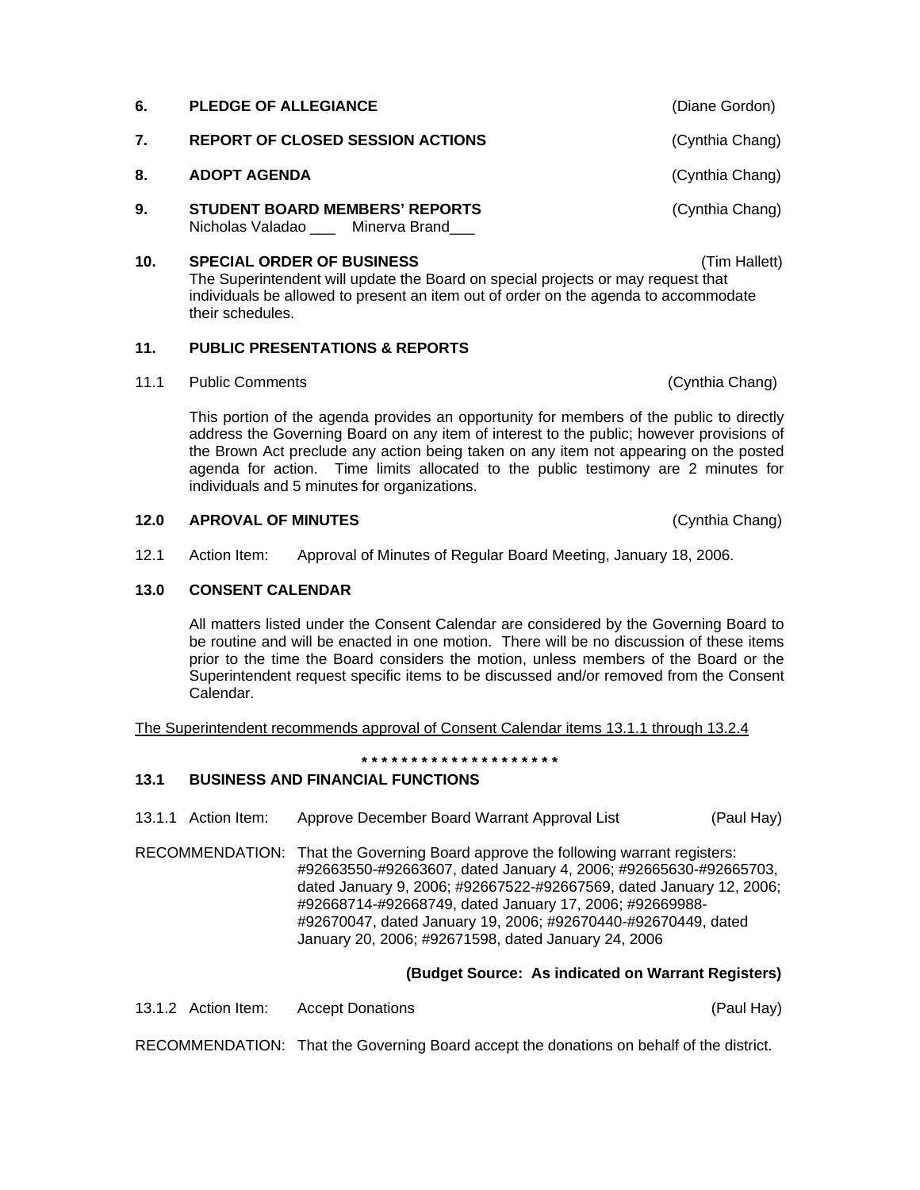**6. PLEDGE OF ALLEGIANCE** (Diane Gordon)

**7. REPORT OF CLOSED SESSION ACTIONS** (Cynthia Chang)

**8. ADOPT AGENDA** (Cynthia Chang)

**9. STUDENT BOARD MEMBERS' REPORTS** (Cynthia Chang)

Nicholas Valadao ___ Minerva Brand___

**10. SPECIAL ORDER OF BUSINESS** (Tim Hallett)

The Superintendent will update the Board on special projects or may request that individuals be allowed to present an item out of order on the agenda to accommodate their schedules.

**11. PUBLIC PRESENTATIONS & REPORTS**

11.1 Public Comments (Cynthia Chang)

This portion of the agenda provides an opportunity for members of the public to directly address the Governing Board on any item of interest to the public; however provisions of the Brown Act preclude any action being taken on any item not appearing on the posted agenda for action. Time limits allocated to the public testimony are 2 minutes for individuals and 5 minutes for organizations.

**12.0 APROVAL OF MINUTES** (Cynthia Chang)

12.1 Action Item: Approval of Minutes of Regular Board Meeting, January 18, 2006.

**13.0 CONSENT CALENDAR**

All matters listed under the Consent Calendar are considered by the Governing Board to be routine and will be enacted in one motion. There will be no discussion of these items prior to the time the Board considers the motion, unless members of the Board or the Superintendent request specific items to be discussed and/or removed from the Consent Calendar.

<u>The Superintendent recommends approval of Consent Calendar items 13.1.1 through 13.2.4</u>

**\* \* \* \* \* \* \* \* \* \* \* \* \* \* \* \* \* \* \* \***

**13.1 BUSINESS AND FINANCIAL FUNCTIONS**

13.1.1 Action Item: Approve December Board Warrant Approval List (Paul Hay)

RECOMMENDATION: That the Governing Board approve the following warrant registers: #92663550-#92663607, dated January 4, 2006; #92665630-#92665703, dated January 9, 2006; #92667522-#92667569, dated January 12, 2006; #92668714-#92668749, dated January 17, 2006; #92669988-#92670047, dated January 19, 2006; #92670440-#92670449, dated January 20, 2006; #92671598, dated January 24, 2006

**(Budget Source: As indicated on Warrant Registers)**

13.1.2 Action Item: Accept Donations (Paul Hay)

RECOMMENDATION: That the Governing Board accept the donations on behalf of the district.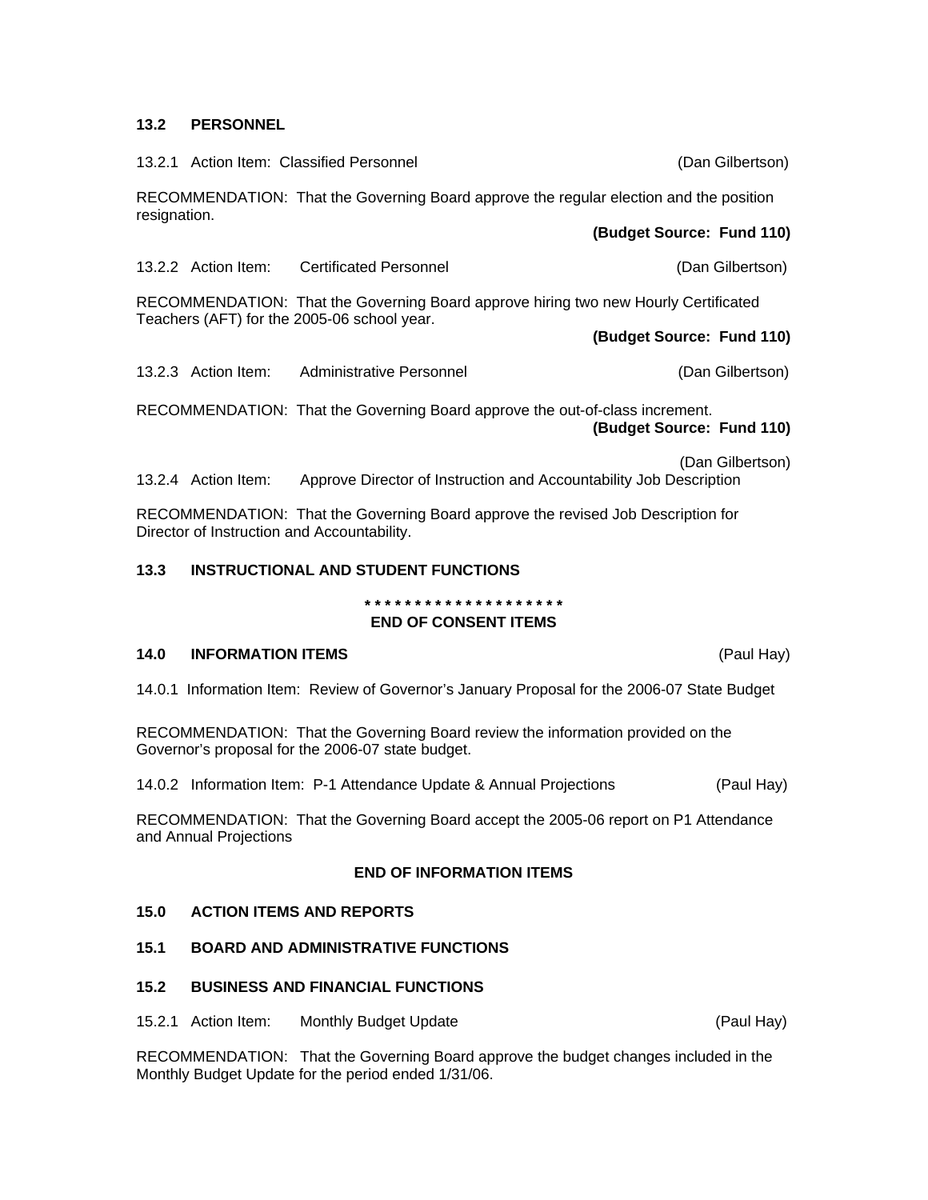## 13.2 PERSONNEL

13.2.1 Action Item: Classified Personnel (Dan Gilbertson)

RECOMMENDATION: That the Governing Board approve the regular election and the position resignation.

**(Budget Source: Fund 110)**

13.2.2 Action Item: Certificated Personnel (Dan Gilbertson)

RECOMMENDATION: That the Governing Board approve hiring two new Hourly Certificated Teachers (AFT) for the 2005-06 school year.

**(Budget Source: Fund 110)**

13.2.3 Action Item: Administrative Personnel (Dan Gilbertson)

RECOMMENDATION: That the Governing Board approve the out-of-class increment.

**(Budget Source: Fund 110)**

13.2.4 Action Item: Approve Director of Instruction and Accountability Job Description (Dan Gilbertson)

RECOMMENDATION: That the Governing Board approve the revised Job Description for Director of Instruction and Accountability.

## 13.3 INSTRUCTIONAL AND STUDENT FUNCTIONS

* * * * * * * * * * * * * * * * * * * *

**END OF CONSENT ITEMS**

## 14.0 INFORMATION ITEMS (Paul Hay)

14.0.1 Information Item: Review of Governor's January Proposal for the 2006-07 State Budget

RECOMMENDATION: That the Governing Board review the information provided on the Governor's proposal for the 2006-07 state budget.

14.0.2 Information Item: P-1 Attendance Update & Annual Projections (Paul Hay)

RECOMMENDATION: That the Governing Board accept the 2005-06 report on P1 Attendance and Annual Projections

**END OF INFORMATION ITEMS**

## 15.0 ACTION ITEMS AND REPORTS

## 15.1 BOARD AND ADMINISTRATIVE FUNCTIONS

## 15.2 BUSINESS AND FINANCIAL FUNCTIONS

15.2.1 Action Item: Monthly Budget Update (Paul Hay)

RECOMMENDATION: That the Governing Board approve the budget changes included in the Monthly Budget Update for the period ended 1/31/06.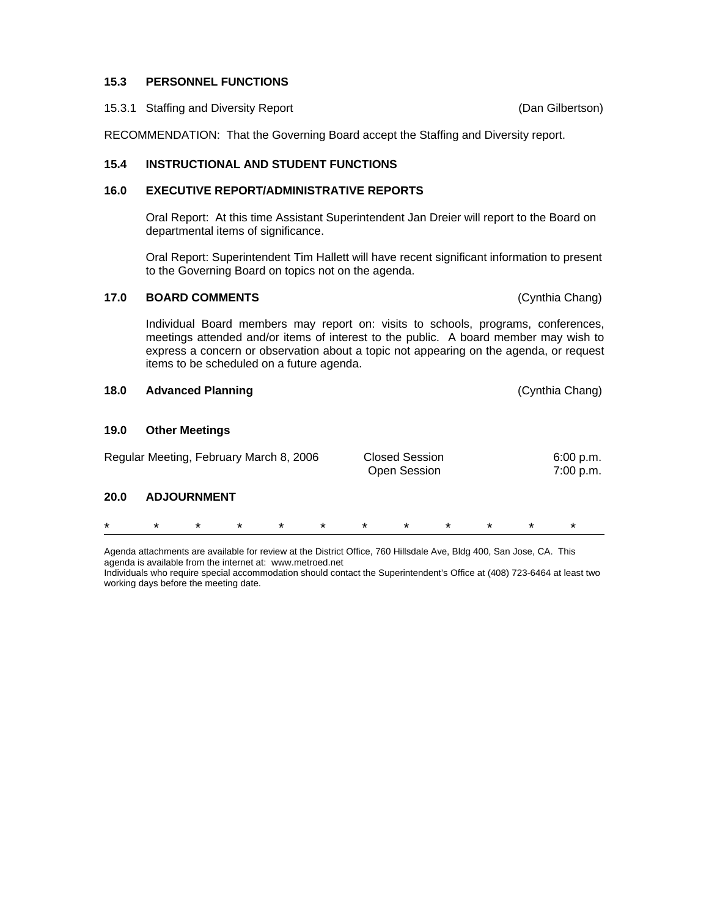### 15.3 PERSONNEL FUNCTIONS

15.3.1 Staffing and Diversity Report (Dan Gilbertson)

RECOMMENDATION: That the Governing Board accept the Staffing and Diversity report.

### 15.4 INSTRUCTIONAL AND STUDENT FUNCTIONS

### 16.0 EXECUTIVE REPORT/ADMINISTRATIVE REPORTS

Oral Report: At this time Assistant Superintendent Jan Dreier will report to the Board on departmental items of significance.

Oral Report: Superintendent Tim Hallett will have recent significant information to present to the Governing Board on topics not on the agenda.

### 17.0 BOARD COMMENTS (Cynthia Chang)

Individual Board members may report on: visits to schools, programs, conferences, meetings attended and/or items of interest to the public. A board member may wish to express a concern or observation about a topic not appearing on the agenda, or request items to be scheduled on a future agenda.

### 18.0 Advanced Planning (Cynthia Chang)

### 19.0 Other Meetings

| | | |
|---|---|---|
| Regular Meeting, February March 8, 2006 | Closed Session | 6:00 p.m. |
| | Open Session | 7:00 p.m. |

### 20.0 ADJOURNMENT

* * * * * * * * * * * *

---

Agenda attachments are available for review at the District Office, 760 Hillsdale Ave, Bldg 400, San Jose, CA. This agenda is available from the internet at: www.metroed.net

Individuals who require special accommodation should contact the Superintendent's Office at (408) 723-6464 at least two working days before the meeting date.